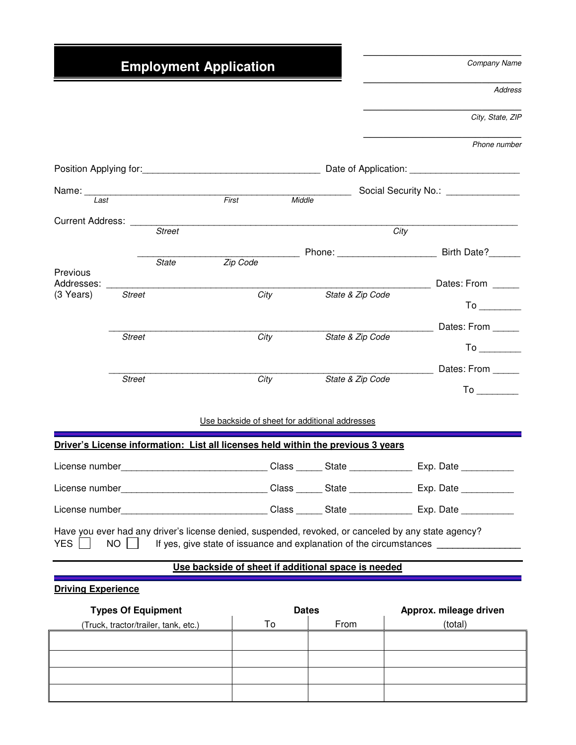# Employment Application

______________________
*Company Name*

______________________
*Address*

______________________
*City, State, ZIP*

______________________
*Phone number*

Position Applying for:__________________________________ Date of Application: ____________________

Name: ____________________________________________________ Social Security No.: ______________
*Last* *First* *Middle*

Current Address: ___________________________________________________________________________
*Street* *City*

______________________________ Phone: __________________ Birth Date?______
*State* *Zip Code*

Previous Addresses: (3 Years) ____________________________________________________________ Dates: From _____ To ________
*Street* *City* *State & Zip Code*

____________________________________________________________ Dates: From _____ To ________
*Street* *City* *State & Zip Code*

____________________________________________________________ Dates: From _____ To ________
*Street* *City* *State & Zip Code*

Use backside of sheet for additional addresses

**Driver's License information: List all licenses held within the previous 3 years**

License number____________________________ Class _____ State ____________ Exp. Date __________

License number____________________________ Class _____ State ____________ Exp. Date __________

License number____________________________ Class _____ State ____________ Exp. Date __________

Have you ever had any driver's license denied, suspended, revoked, or canceled by any state agency?
YES ☐ NO ☐ If yes, give state of issuance and explanation of the circumstances _______________

**Use backside of sheet if additional space is needed**

**Driving Experience**

| Types Of Equipment (Truck, tractor/trailer, tank, etc.) | Dates To | Dates From | Approx. mileage driven (total) |
| --- | --- | --- | --- |
| | | | |
| | | | |
| | | | |
| | | | |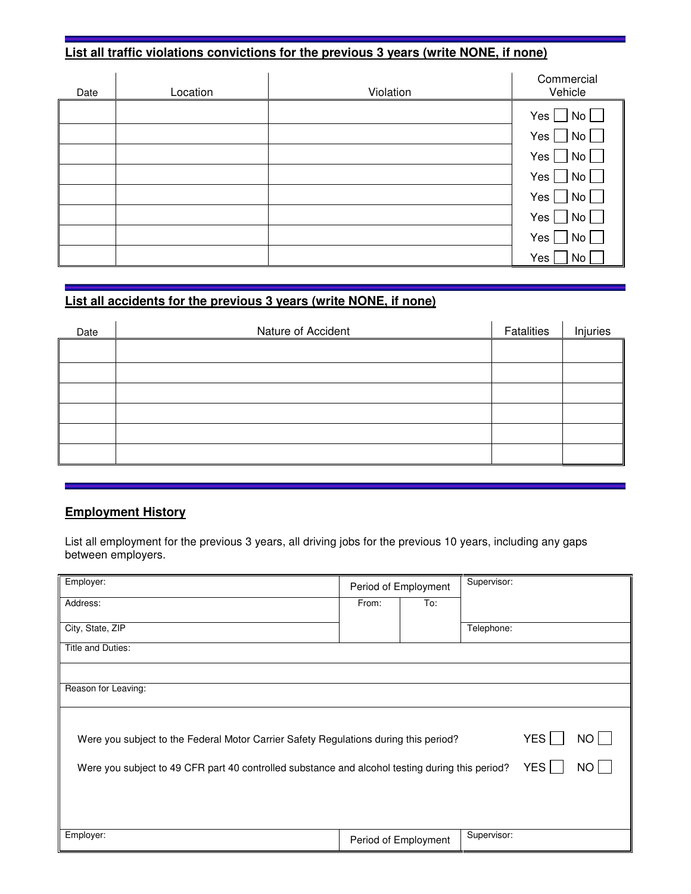## List all traffic violations convictions for the previous 3 years (write NONE, if none)

| Date | Location | Violation | Commercial Vehicle |
|---|---|---|---|
| | | | Yes ☐ No ☐ |
| | | | Yes ☐ No ☐ |
| | | | Yes ☐ No ☐ |
| | | | Yes ☐ No ☐ |
| | | | Yes ☐ No ☐ |
| | | | Yes ☐ No ☐ |
| | | | Yes ☐ No ☐ |
| | | | Yes ☐ No ☐ |

## List all accidents for the previous 3 years (write NONE, if none)

| Date | Nature of Accident | Fatalities | Injuries |
|---|---|---|---|
| | | | |
| | | | |
| | | | |
| | | | |
| | | | |
| | | | |

## Employment History

List all employment for the previous 3 years, all driving jobs for the previous 10 years, including any gaps between employers.

| Employer: | Period of Employment | | Supervisor: |
|---|---|---|---|
| Address: | From: | To: | |
| City, State, ZIP | | | Telephone: |
| Title and Duties: | | | |
| | | | |
| Reason for Leaving: | | | |

Were you subject to the Federal Motor Carrier Safety Regulations during this period? YES ☐ NO ☐

Were you subject to 49 CFR part 40 controlled substance and alcohol testing during this period? YES ☐ NO ☐

| Employer: | Period of Employment | Supervisor: |
|---|---|---|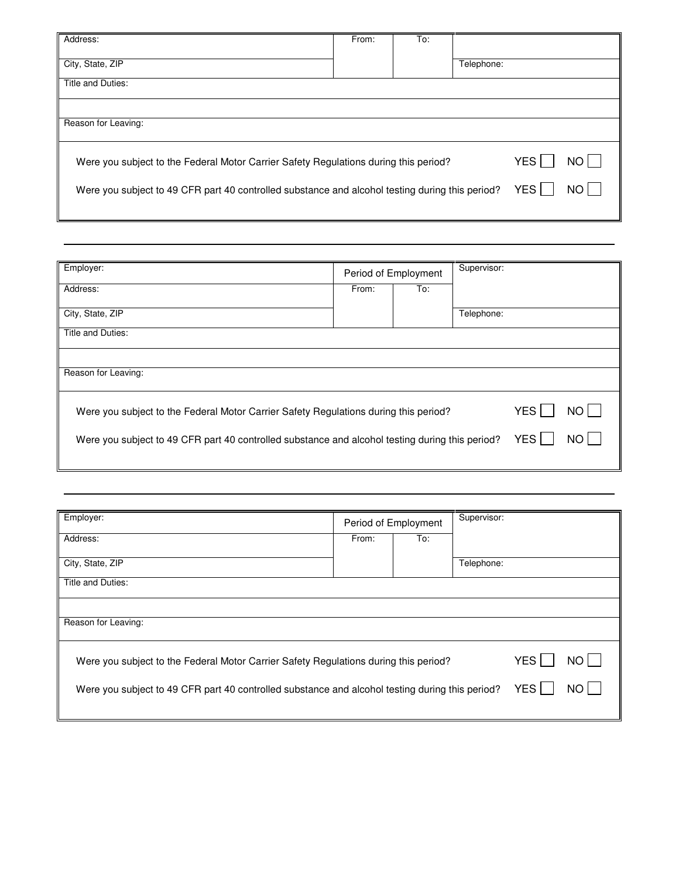| Address: | From: | To: | |
|---|---|---|---|
| City, State, ZIP | | | Telephone: |
| Title and Duties: | | | |
| | | | |
| Reason for Leaving: | | | |

Were you subject to the Federal Motor Carrier Safety Regulations during this period? YES ☐ NO ☐

Were you subject to 49 CFR part 40 controlled substance and alcohol testing during this period? YES ☐ NO ☐

---

| Employer: | Period of Employment | | Supervisor: |
|---|---|---|---|
| Address: | From: | To: | |
| City, State, ZIP | | | Telephone: |
| Title and Duties: | | | |
| | | | |
| Reason for Leaving: | | | |

Were you subject to the Federal Motor Carrier Safety Regulations during this period? YES ☐ NO ☐

Were you subject to 49 CFR part 40 controlled substance and alcohol testing during this period? YES ☐ NO ☐

---

| Employer: | Period of Employment | | Supervisor: |
|---|---|---|---|
| Address: | From: | To: | |
| City, State, ZIP | | | Telephone: |
| Title and Duties: | | | |
| | | | |
| Reason for Leaving: | | | |

Were you subject to the Federal Motor Carrier Safety Regulations during this period? YES ☐ NO ☐

Were you subject to 49 CFR part 40 controlled substance and alcohol testing during this period? YES ☐ NO ☐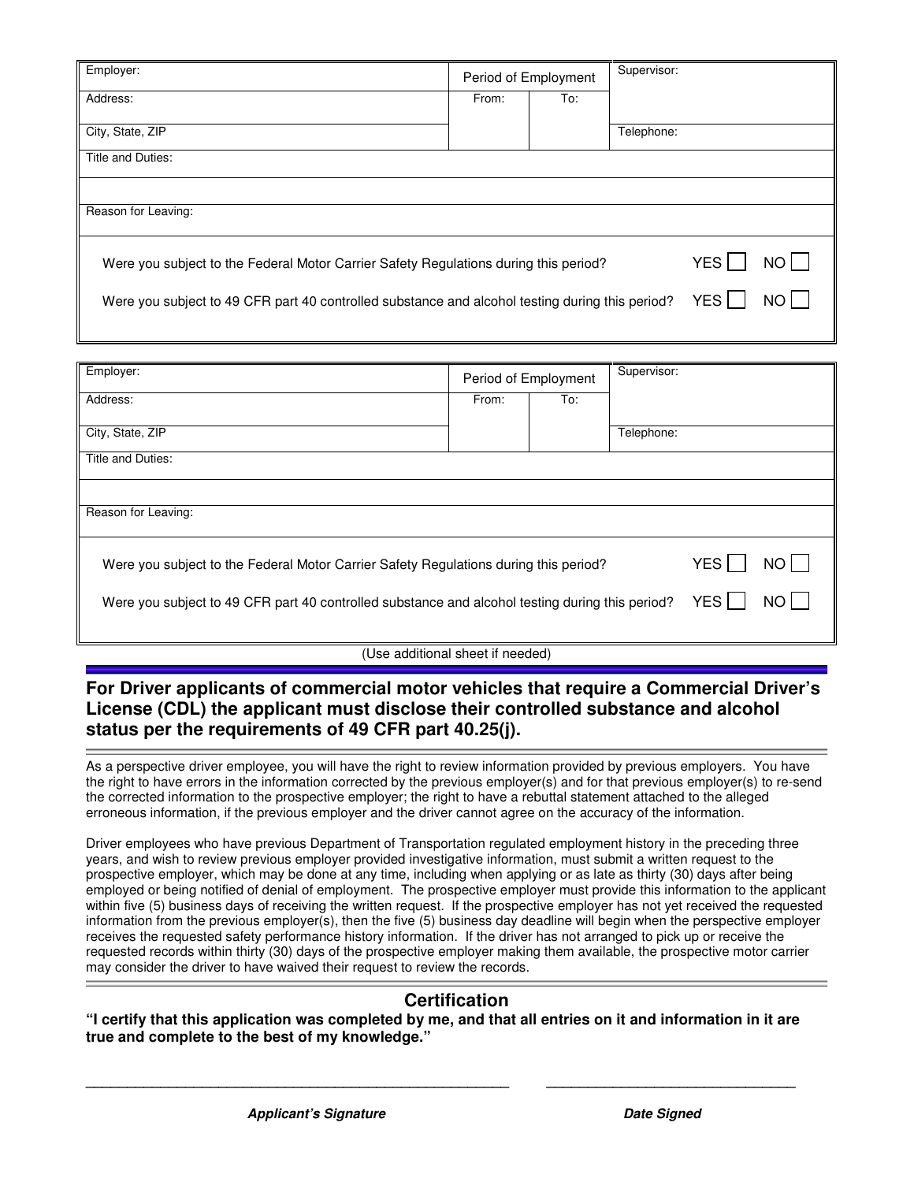| | | | |
|---|---|---|---|
| Employer: | Period of Employment | | Supervisor: |
| Address: | From: | To: | |
| City, State, ZIP | | | Telephone: |
| Title and Duties: | | | |
| | | | |
| Reason for Leaving: | | | |

Were you subject to the Federal Motor Carrier Safety Regulations during this period? YES ☐ NO ☐

Were you subject to 49 CFR part 40 controlled substance and alcohol testing during this period? YES ☐ NO ☐

| | | | |
|---|---|---|---|
| Employer: | Period of Employment | | Supervisor: |
| Address: | From: | To: | |
| City, State, ZIP | | | Telephone: |
| Title and Duties: | | | |
| | | | |
| Reason for Leaving: | | | |

Were you subject to the Federal Motor Carrier Safety Regulations during this period? YES ☐ NO ☐

Were you subject to 49 CFR part 40 controlled substance and alcohol testing during this period? YES ☐ NO ☐

(Use additional sheet if needed)

## For Driver applicants of commercial motor vehicles that require a Commercial Driver's License (CDL) the applicant must disclose their controlled substance and alcohol status per the requirements of 49 CFR part 40.25(j).

As a perspective driver employee, you will have the right to review information provided by previous employers. You have the right to have errors in the information corrected by the previous employer(s) and for that previous employer(s) to re-send the corrected information to the prospective employer; the right to have a rebuttal statement attached to the alleged erroneous information, if the previous employer and the driver cannot agree on the accuracy of the information.

Driver employees who have previous Department of Transportation regulated employment history in the preceding three years, and wish to review previous employer provided investigative information, must submit a written request to the prospective employer, which may be done at any time, including when applying or as late as thirty (30) days after being employed or being notified of denial of employment. The prospective employer must provide this information to the applicant within five (5) business days of receiving the written request. If the prospective employer has not yet received the requested information from the previous employer(s), then the five (5) business day deadline will begin when the perspective employer receives the requested safety performance history information. If the driver has not arranged to pick up or receive the requested records within thirty (30) days of the prospective employer making them available, the prospective motor carrier may consider the driver to have waived their request to review the records.

## Certification

**"I certify that this application was completed by me, and that all entries on it and information in it are true and complete to the best of my knowledge."**

_______________________________________________ ______________________________

***Applicant's Signature*** ***Date Signed***